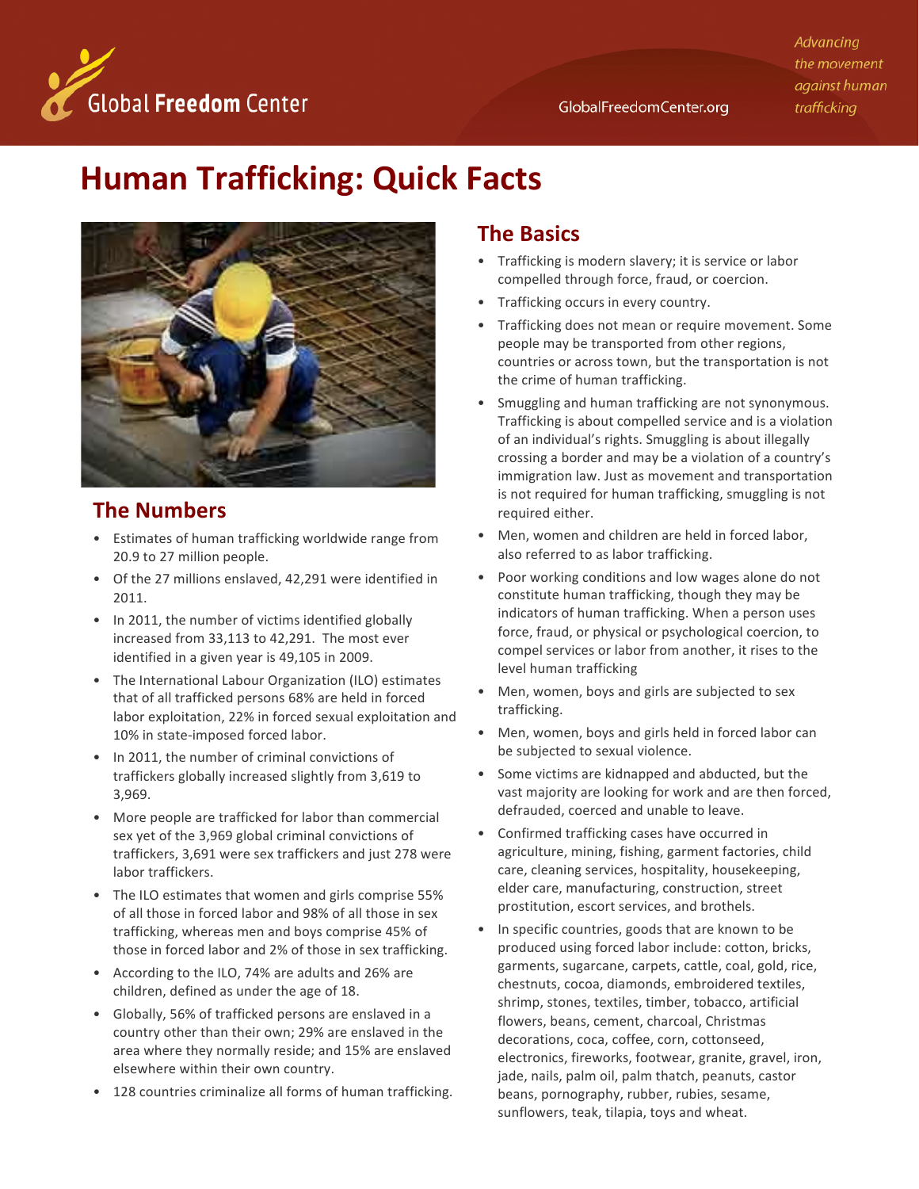# Human Trafficking: Quick Facts

## The Numbers

- Estimates of human trafficking worldwide range from 20.9 to 27 million people.
- Of the 27 millions enslaved, 42,291 were identified in 2011.
- In 2011, the number of victims identified globally increased from 33,113 to 42,291. The most ever identified in a given year is 49,105 in 2009.
- The International Labour Organization (ILO) estimates that of all trafficked persons 68% are held in forced labor exploitation, 22% in forced sexual exploitation and 10% in state-imposed forced labor.
- In 2011, the number of criminal convictions of traffickers globally increased slightly from 3,619 to 3,969.
- More people are trafficked for labor than commercial sex yet of the 3,969 global criminal convictions of traffickers, 3,691 were sex traffickers and just 278 were labor traffickers.
- The ILO estimates that women and girls comprise 55% of all those in forced labor and 98% of all those in sex trafficking, whereas men and boys comprise 45% of those in forced labor and 2% of those in sex trafficking.
- According to the ILO, 74% are adults and 26% are children, defined as under the age of 18.
- Globally, 56% of trafficked persons are enslaved in a country other than their own; 29% are enslaved in the area where they normally reside; and 15% are enslaved elsewhere within their own country.
- 128 countries criminalize all forms of human trafficking.

## The Basics

- Trafficking is modern slavery; it is service or labor compelled through force, fraud, or coercion.
- Trafficking occurs in every country.
- Trafficking does not mean or require movement. Some people may be transported from other regions, countries or across town, but the transportation is not the crime of human trafficking.
- Smuggling and human trafficking are not synonymous. Trafficking is about compelled service and is a violation of an individual's rights. Smuggling is about illegally crossing a border and may be a violation of a country's immigration law. Just as movement and transportation is not required for human trafficking, smuggling is not required either.
- Men, women and children are held in forced labor, also referred to as labor trafficking.
- Poor working conditions and low wages alone do not constitute human trafficking, though they may be indicators of human trafficking. When a person uses force, fraud, or physical or psychological coercion, to compel services or labor from another, it rises to the level human trafficking
- Men, women, boys and girls are subjected to sex trafficking.
- Men, women, boys and girls held in forced labor can be subjected to sexual violence.
- Some victims are kidnapped and abducted, but the vast majority are looking for work and are then forced, defrauded, coerced and unable to leave.
- Confirmed trafficking cases have occurred in agriculture, mining, fishing, garment factories, child care, cleaning services, hospitality, housekeeping, elder care, manufacturing, construction, street prostitution, escort services, and brothels.
- In specific countries, goods that are known to be produced using forced labor include: cotton, bricks, garments, sugarcane, carpets, cattle, coal, gold, rice, chestnuts, cocoa, diamonds, embroidered textiles, shrimp, stones, textiles, timber, tobacco, artificial flowers, beans, cement, charcoal, Christmas decorations, coca, coffee, corn, cottonseed, electronics, fireworks, footwear, granite, gravel, iron, jade, nails, palm oil, palm thatch, peanuts, castor beans, pornography, rubber, rubies, sesame, sunflowers, teak, tilapia, toys and wheat.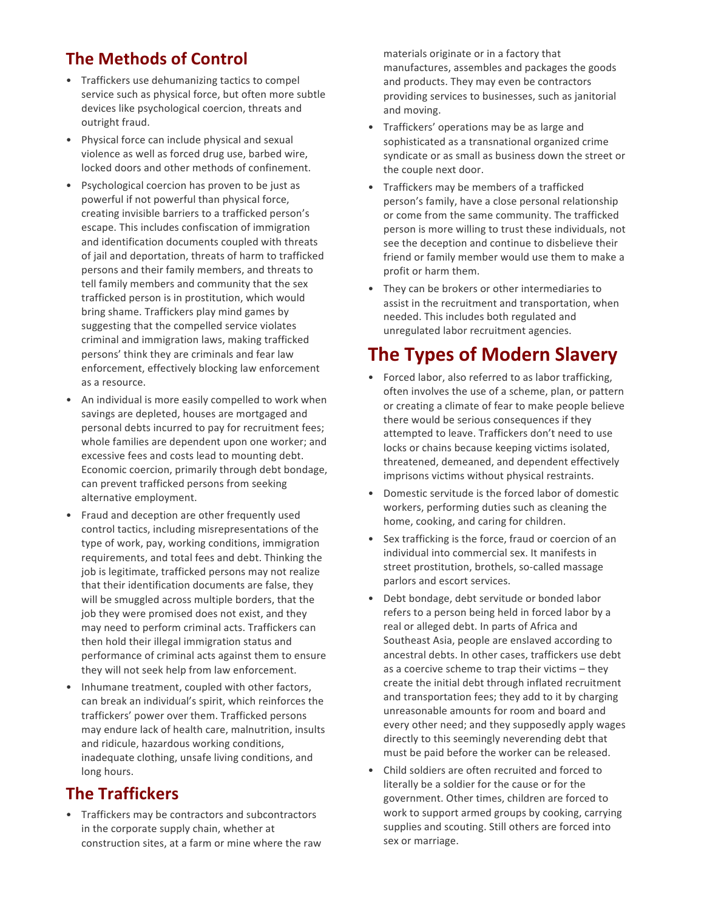## The Methods of Control

- Traffickers use dehumanizing tactics to compel service such as physical force, but often more subtle devices like psychological coercion, threats and outright fraud.
- Physical force can include physical and sexual violence as well as forced drug use, barbed wire, locked doors and other methods of confinement.
- Psychological coercion has proven to be just as powerful if not powerful than physical force, creating invisible barriers to a trafficked person's escape. This includes confiscation of immigration and identification documents coupled with threats of jail and deportation, threats of harm to trafficked persons and their family members, and threats to tell family members and community that the sex trafficked person is in prostitution, which would bring shame. Traffickers play mind games by suggesting that the compelled service violates criminal and immigration laws, making trafficked persons' think they are criminals and fear law enforcement, effectively blocking law enforcement as a resource.
- An individual is more easily compelled to work when savings are depleted, houses are mortgaged and personal debts incurred to pay for recruitment fees; whole families are dependent upon one worker; and excessive fees and costs lead to mounting debt. Economic coercion, primarily through debt bondage, can prevent trafficked persons from seeking alternative employment.
- Fraud and deception are other frequently used control tactics, including misrepresentations of the type of work, pay, working conditions, immigration requirements, and total fees and debt. Thinking the job is legitimate, trafficked persons may not realize that their identification documents are false, they will be smuggled across multiple borders, that the job they were promised does not exist, and they may need to perform criminal acts. Traffickers can then hold their illegal immigration status and performance of criminal acts against them to ensure they will not seek help from law enforcement.
- Inhumane treatment, coupled with other factors, can break an individual's spirit, which reinforces the traffickers' power over them. Trafficked persons may endure lack of health care, malnutrition, insults and ridicule, hazardous working conditions, inadequate clothing, unsafe living conditions, and long hours.

## The Traffickers

- Traffickers may be contractors and subcontractors in the corporate supply chain, whether at construction sites, at a farm or mine where the raw materials originate or in a factory that manufactures, assembles and packages the goods and products. They may even be contractors providing services to businesses, such as janitorial and moving.
- Traffickers' operations may be as large and sophisticated as a transnational organized crime syndicate or as small as business down the street or the couple next door.
- Traffickers may be members of a trafficked person's family, have a close personal relationship or come from the same community. The trafficked person is more willing to trust these individuals, not see the deception and continue to disbelieve their friend or family member would use them to make a profit or harm them.
- They can be brokers or other intermediaries to assist in the recruitment and transportation, when needed. This includes both regulated and unregulated labor recruitment agencies.

# The Types of Modern Slavery

- Forced labor, also referred to as labor trafficking, often involves the use of a scheme, plan, or pattern or creating a climate of fear to make people believe there would be serious consequences if they attempted to leave. Traffickers don't need to use locks or chains because keeping victims isolated, threatened, demeaned, and dependent effectively imprisons victims without physical restraints.
- Domestic servitude is the forced labor of domestic workers, performing duties such as cleaning the home, cooking, and caring for children.
- Sex trafficking is the force, fraud or coercion of an individual into commercial sex. It manifests in street prostitution, brothels, so-called massage parlors and escort services.
- Debt bondage, debt servitude or bonded labor refers to a person being held in forced labor by a real or alleged debt. In parts of Africa and Southeast Asia, people are enslaved according to ancestral debts. In other cases, traffickers use debt as a coercive scheme to trap their victims – they create the initial debt through inflated recruitment and transportation fees; they add to it by charging unreasonable amounts for room and board and every other need; and they supposedly apply wages directly to this seemingly neverending debt that must be paid before the worker can be released.
- Child soldiers are often recruited and forced to literally be a soldier for the cause or for the government. Other times, children are forced to work to support armed groups by cooking, carrying supplies and scouting. Still others are forced into sex or marriage.